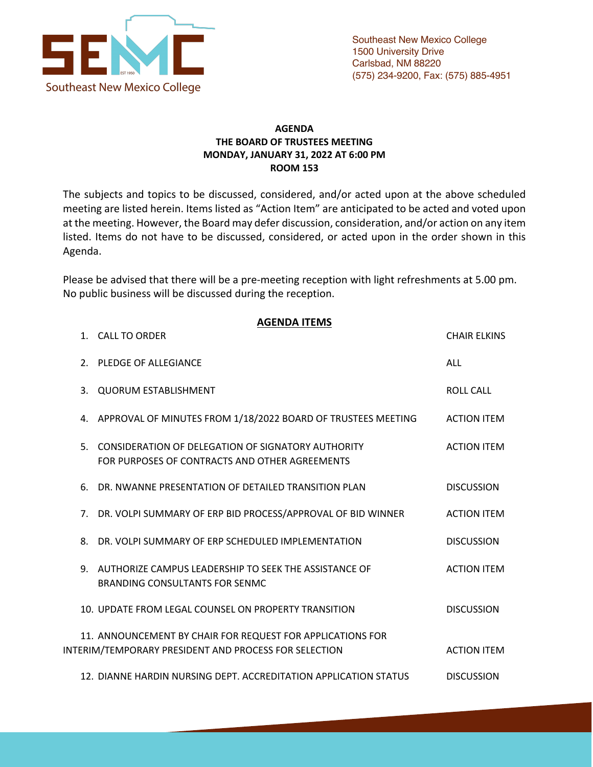Southeast New Mexico College

Southeast New Mexico College
1500 University Drive
Carlsbad, NM 88220
(575) 234-9200, Fax: (575) 885-4951

**AGENDA**
**THE BOARD OF TRUSTEES MEETING**
**MONDAY, JANUARY 31, 2022 AT 6:00 PM**
**ROOM 153**

The subjects and topics to be discussed, considered, and/or acted upon at the above scheduled meeting are listed herein. Items listed as "Action Item" are anticipated to be acted and voted upon at the meeting. However, the Board may defer discussion, consideration, and/or action on any item listed. Items do not have to be discussed, considered, or acted upon in the order shown in this Agenda.

Please be advised that there will be a pre-meeting reception with light refreshments at 5.00 pm. No public business will be discussed during the reception.

**AGENDA ITEMS**

| Item | |
|---|---|
| 1. CALL TO ORDER | CHAIR ELKINS |
| 2. PLEDGE OF ALLEGIANCE | ALL |
| 3. QUORUM ESTABLISHMENT | ROLL CALL |
| 4. APPROVAL OF MINUTES FROM 1/18/2022 BOARD OF TRUSTEES MEETING | ACTION ITEM |
| 5. CONSIDERATION OF DELEGATION OF SIGNATORY AUTHORITY FOR PURPOSES OF CONTRACTS AND OTHER AGREEMENTS | ACTION ITEM |
| 6. DR. NWANNE PRESENTATION OF DETAILED TRANSITION PLAN | DISCUSSION |
| 7. DR. VOLPI SUMMARY OF ERP BID PROCESS/APPROVAL OF BID WINNER | ACTION ITEM |
| 8. DR. VOLPI SUMMARY OF ERP SCHEDULED IMPLEMENTATION | DISCUSSION |
| 9. AUTHORIZE CAMPUS LEADERSHIP TO SEEK THE ASSISTANCE OF BRANDING CONSULTANTS FOR SENMC | ACTION ITEM |
| 10. UPDATE FROM LEGAL COUNSEL ON PROPERTY TRANSITION | DISCUSSION |
| 11. ANNOUNCEMENT BY CHAIR FOR REQUEST FOR APPLICATIONS FOR INTERIM/TEMPORARY PRESIDENT AND PROCESS FOR SELECTION | ACTION ITEM |
| 12. DIANNE HARDIN NURSING DEPT. ACCREDITATION APPLICATION STATUS | DISCUSSION |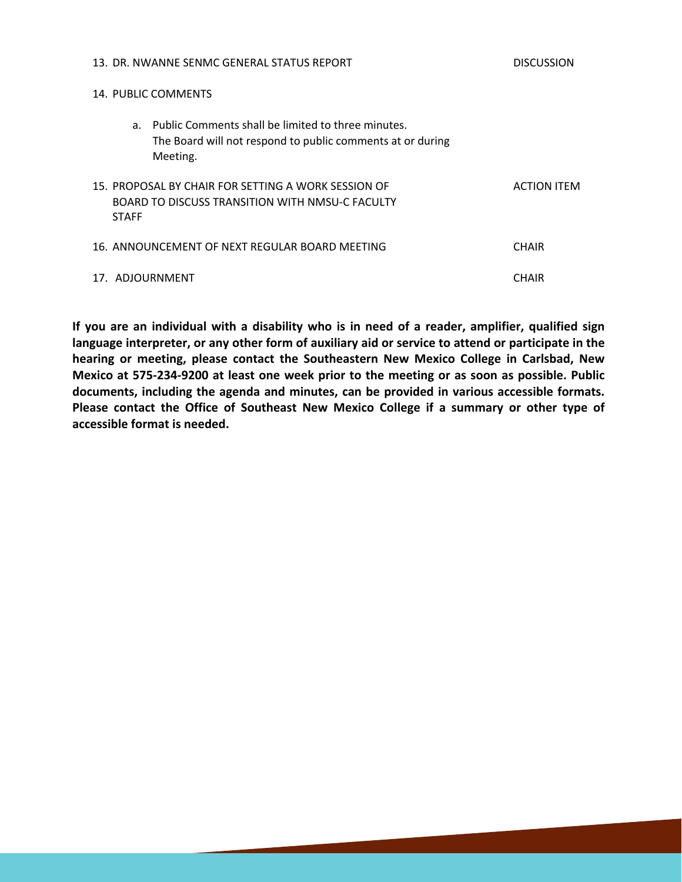13. DR. NWANNE SENMC GENERAL STATUS REPORT — DISCUSSION

14. PUBLIC COMMENTS

    a. Public Comments shall be limited to three minutes.
       The Board will not respond to public comments at or during Meeting.

15. PROPOSAL BY CHAIR FOR SETTING A WORK SESSION OF BOARD TO DISCUSS TRANSITION WITH NMSU-C FACULTY STAFF — ACTION ITEM

16. ANNOUNCEMENT OF NEXT REGULAR BOARD MEETING — CHAIR

17. ADJOURNMENT — CHAIR

**If you are an individual with a disability who is in need of a reader, amplifier, qualified sign language interpreter, or any other form of auxiliary aid or service to attend or participate in the hearing or meeting, please contact the Southeastern New Mexico College in Carlsbad, New Mexico at 575-234-9200 at least one week prior to the meeting or as soon as possible. Public documents, including the agenda and minutes, can be provided in various accessible formats. Please contact the Office of Southeast New Mexico College if a summary or other type of accessible format is needed.**